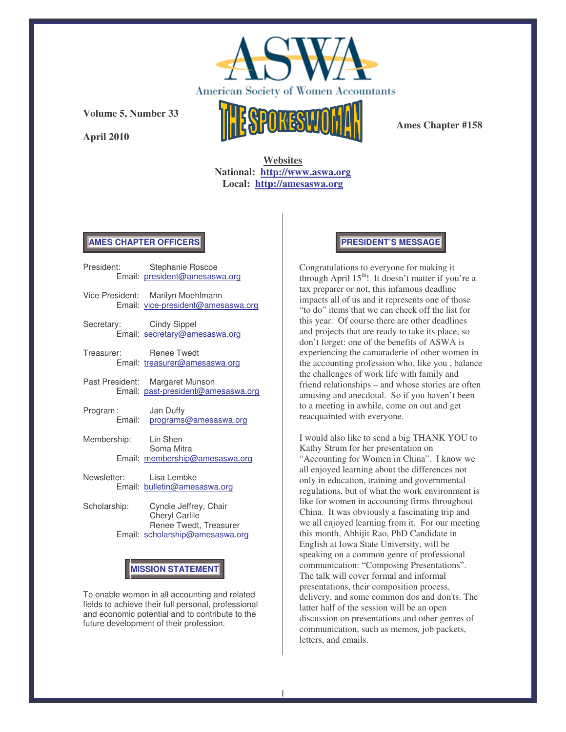# ASWA

American Society of Women Accountants

**Volume 5, Number 33**

**April 2010**

# THE SPOKESWOMAN

**Ames Chapter #158**

**Websites**
**National: http://www.aswa.org**
**Local: http://amesaswa.org**

## AMES CHAPTER OFFICERS

President: Stephanie Roscoe
Email: president@amesaswa.org

Vice President: Marilyn Moehlmann
Email: vice-president@amesaswa.org

Secretary: Cindy Sippel
Email: secretary@amesaswa.org

Treasurer: Renee Twedt
Email: treasurer@amesaswa.org

Past President: Margaret Munson
Email: past-president@amesaswa.org

Program: Jan Duffy
Email: programs@amesaswa.org

Membership: Lin Shen
Soma Mitra
Email: membership@amesaswa.org

Newsletter: Lisa Lembke
Email: bulletin@amesaswa.org

Scholarship: Cyndie Jeffrey, Chair
Cheryl Carlile
Renee Twedt, Treasurer
Email: scholarship@amesaswa.org

## MISSION STATEMENT

To enable women in all accounting and related fields to achieve their full personal, professional and economic potential and to contribute to the future development of their profession.

## PRESIDENT'S MESSAGE

Congratulations to everyone for making it through April 15th! It doesn't matter if you're a tax preparer or not, this infamous deadline impacts all of us and it represents one of those "to do" items that we can check off the list for this year. Of course there are other deadlines and projects that are ready to take its place, so don't forget: one of the benefits of ASWA is experiencing the camaraderie of other women in the accounting profession who, like you , balance the challenges of work life with family and friend relationships – and whose stories are often amusing and anecdotal. So if you haven't been to a meeting in awhile, come on out and get reacquainted with everyone.

I would also like to send a big THANK YOU to Kathy Strum for her presentation on "Accounting for Women in China". I know we all enjoyed learning about the differences not only in education, training and governmental regulations, but of what the work environment is like for women in accounting firms throughout China. It was obviously a fascinating trip and we all enjoyed learning from it. For our meeting this month, Abhijit Rao, PhD Candidate in English at Iowa State University, will be speaking on a common genre of professional communication: "Composing Presentations". The talk will cover formal and informal presentations, their composition process, delivery, and some common dos and don'ts. The latter half of the session will be an open discussion on presentations and other genres of communication, such as memos, job packets, letters, and emails.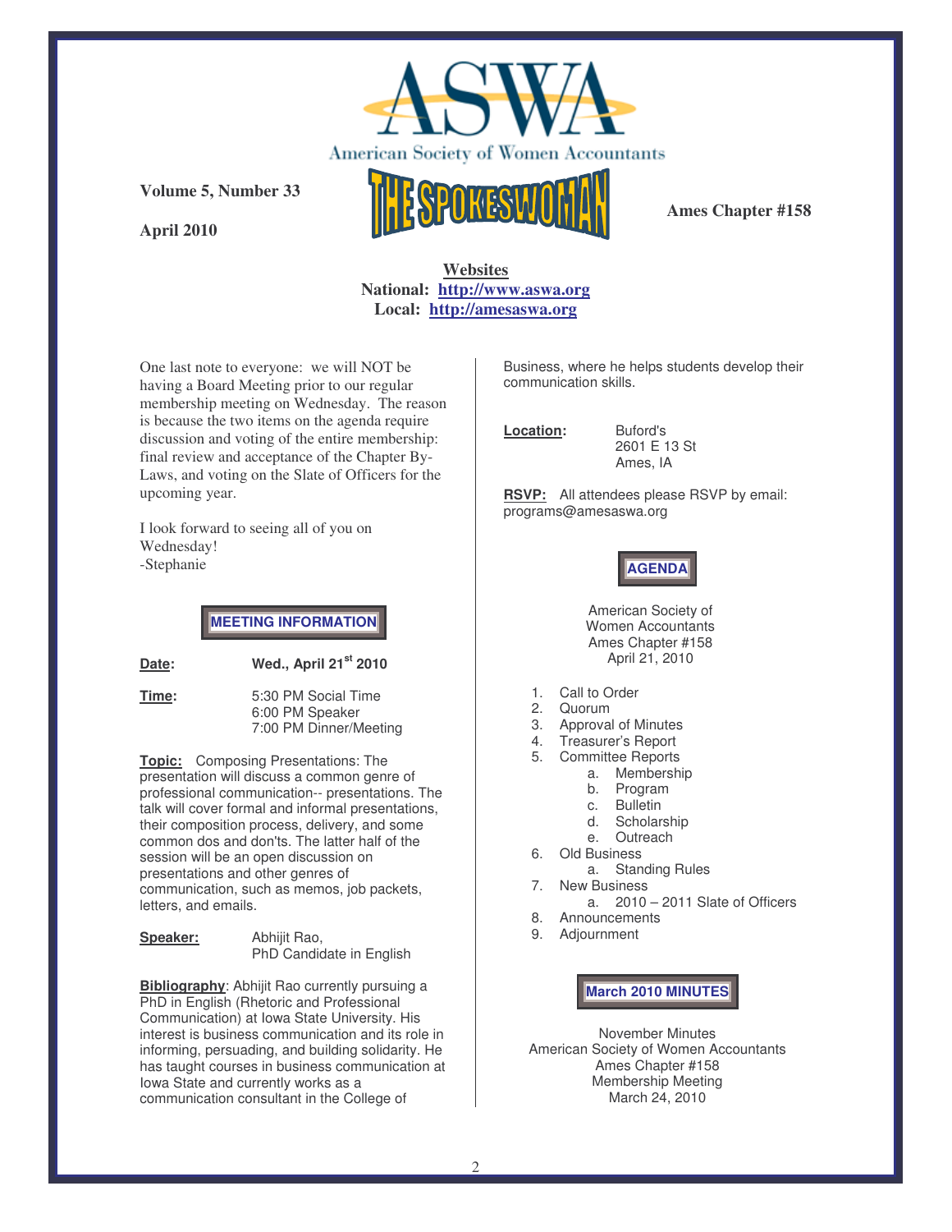American Society of Women Accountants

Volume 5, Number 33

April 2010

**THE SPOKESWOMAN**

**Ames Chapter #158**

**Websites**
**National: http://www.aswa.org**
**Local: http://amesaswa.org**

One last note to everyone: we will NOT be having a Board Meeting prior to our regular membership meeting on Wednesday. The reason is because the two items on the agenda require discussion and voting of the entire membership: final review and acceptance of the Chapter By-Laws, and voting on the Slate of Officers for the upcoming year.

I look forward to seeing all of you on Wednesday!
-Stephanie

## MEETING INFORMATION

**Date:** **Wed., April 21st 2010**

**Time:** 5:30 PM Social Time
6:00 PM Speaker
7:00 PM Dinner/Meeting

**Topic:** Composing Presentations: The presentation will discuss a common genre of professional communication-- presentations. The talk will cover formal and informal presentations, their composition process, delivery, and some common dos and don'ts. The latter half of the session will be an open discussion on presentations and other genres of communication, such as memos, job packets, letters, and emails.

**Speaker:** Abhijit Rao,
PhD Candidate in English

**Bibliography**: Abhijit Rao currently pursuing a PhD in English (Rhetoric and Professional Communication) at Iowa State University. His interest is business communication and its role in informing, persuading, and building solidarity. He has taught courses in business communication at Iowa State and currently works as a communication consultant in the College of Business, where he helps students develop their communication skills.

**Location:** Buford's
2601 E 13 St
Ames, IA

**RSVP:** All attendees please RSVP by email: programs@amesaswa.org

## AGENDA

American Society of
Women Accountants
Ames Chapter #158
April 21, 2010

1. Call to Order
2. Quorum
3. Approval of Minutes
4. Treasurer's Report
5. Committee Reports
   a. Membership
   b. Program
   c. Bulletin
   d. Scholarship
   e. Outreach
6. Old Business
   a. Standing Rules
7. New Business
   a. 2010 – 2011 Slate of Officers
8. Announcements
9. Adjournment

## March 2010 MINUTES

November Minutes
American Society of Women Accountants
Ames Chapter #158
Membership Meeting
March 24, 2010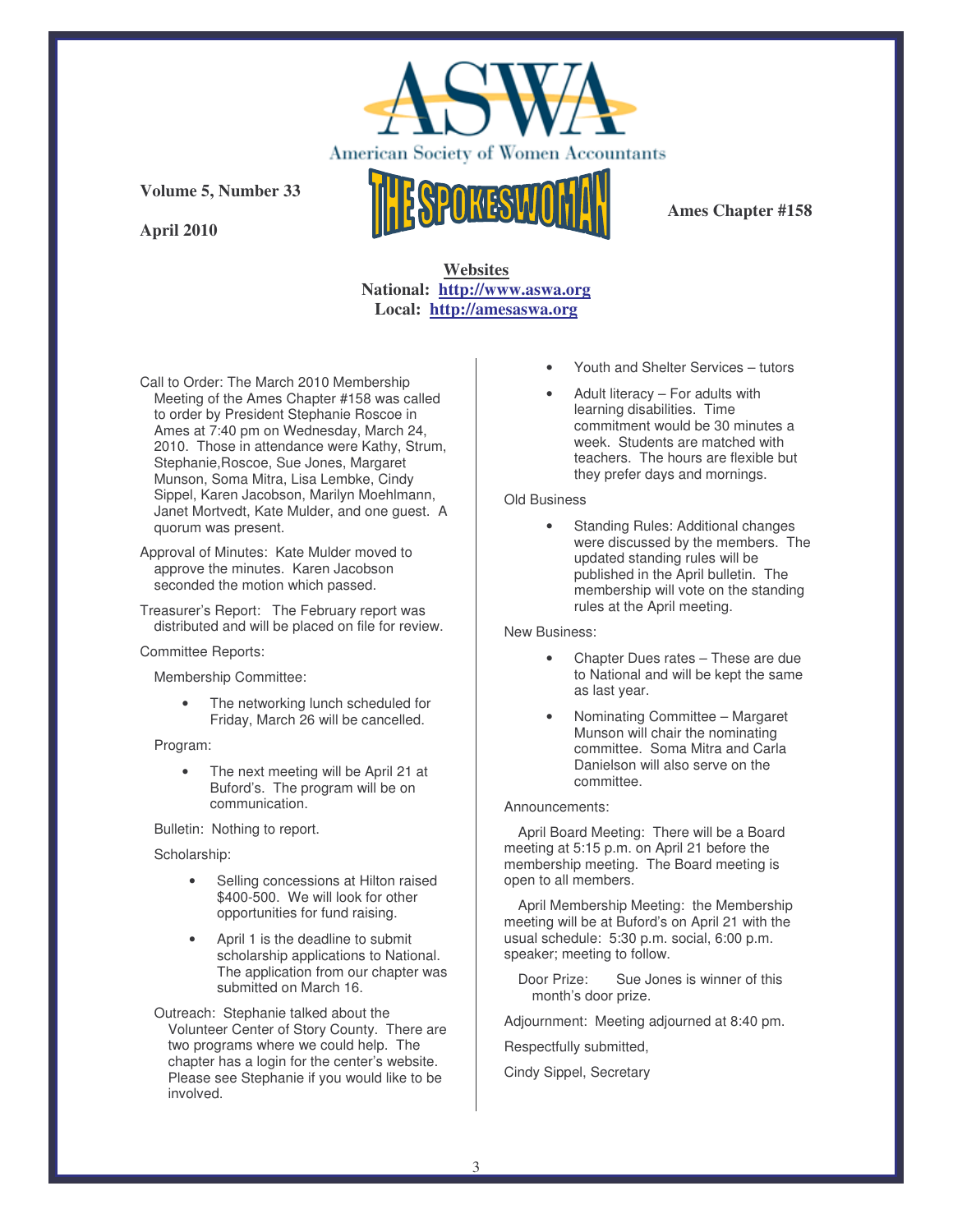# American Society of Women Accountants

# THE SPOKESWOMAN

**Volume 5, Number 33**

**April 2010**

**Ames Chapter #158**

**Websites**
**National: [http://www.aswa.org](http://www.aswa.org)**
**Local: [http://amesaswa.org](http://amesaswa.org)**

Call to Order: The March 2010 Membership Meeting of the Ames Chapter #158 was called to order by President Stephanie Roscoe in Ames at 7:40 pm on Wednesday, March 24, 2010. Those in attendance were Kathy, Strum, Stephanie,Roscoe, Sue Jones, Margaret Munson, Soma Mitra, Lisa Lembke, Cindy Sippel, Karen Jacobson, Marilyn Moehlmann, Janet Mortvedt, Kate Mulder, and one guest. A quorum was present.

Approval of Minutes: Kate Mulder moved to approve the minutes. Karen Jacobson seconded the motion which passed.

Treasurer's Report: The February report was distributed and will be placed on file for review.

Committee Reports:

Membership Committee:

- The networking lunch scheduled for Friday, March 26 will be cancelled.

Program:

- The next meeting will be April 21 at Buford's. The program will be on communication.

Bulletin: Nothing to report.

Scholarship:

- Selling concessions at Hilton raised $400-500. We will look for other opportunities for fund raising.
- April 1 is the deadline to submit scholarship applications to National. The application from our chapter was submitted on March 16.

Outreach: Stephanie talked about the Volunteer Center of Story County. There are two programs where we could help. The chapter has a login for the center's website. Please see Stephanie if you would like to be involved.

- Youth and Shelter Services – tutors
- Adult literacy – For adults with learning disabilities. Time commitment would be 30 minutes a week. Students are matched with teachers. The hours are flexible but they prefer days and mornings.

Old Business

- Standing Rules: Additional changes were discussed by the members. The updated standing rules will be published in the April bulletin. The membership will vote on the standing rules at the April meeting.

New Business:

- Chapter Dues rates – These are due to National and will be kept the same as last year.
- Nominating Committee – Margaret Munson will chair the nominating committee. Soma Mitra and Carla Danielson will also serve on the committee.

Announcements:

April Board Meeting: There will be a Board meeting at 5:15 p.m. on April 21 before the membership meeting. The Board meeting is open to all members.

April Membership Meeting: the Membership meeting will be at Buford's on April 21 with the usual schedule: 5:30 p.m. social, 6:00 p.m. speaker; meeting to follow.

Door Prize: Sue Jones is winner of this month's door prize.

Adjournment: Meeting adjourned at 8:40 pm.

Respectfully submitted,

Cindy Sippel, Secretary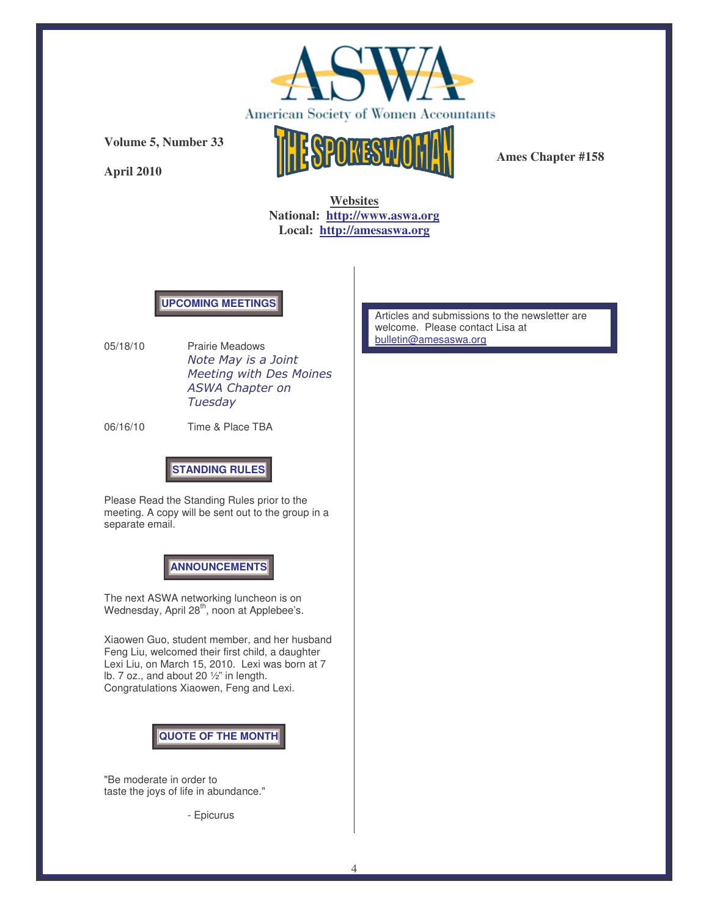American Society of Women Accountants

**Volume 5, Number 33**

**April 2010**

# THE SPOKESWOMAN

**Ames Chapter #158**

**Websites**
**National: http://www.aswa.org**
**Local: http://amesaswa.org**

## UPCOMING MEETINGS

05/18/10 Prairie Meadows
*Note May is a Joint Meeting with Des Moines ASWA Chapter on Tuesday*

06/16/10 Time & Place TBA

## STANDING RULES

Please Read the Standing Rules prior to the meeting. A copy will be sent out to the group in a separate email.

## ANNOUNCEMENTS

The next ASWA networking luncheon is on Wednesday, April 28th, noon at Applebee's.

Xiaowen Guo, student member, and her husband Feng Liu, welcomed their first child, a daughter Lexi Liu, on March 15, 2010. Lexi was born at 7 lb. 7 oz., and about 20 ½" in length. Congratulations Xiaowen, Feng and Lexi.

## QUOTE OF THE MONTH

"Be moderate in order to
taste the joys of life in abundance."

- Epicurus

Articles and submissions to the newsletter are welcome. Please contact Lisa at bulletin@amesaswa.org